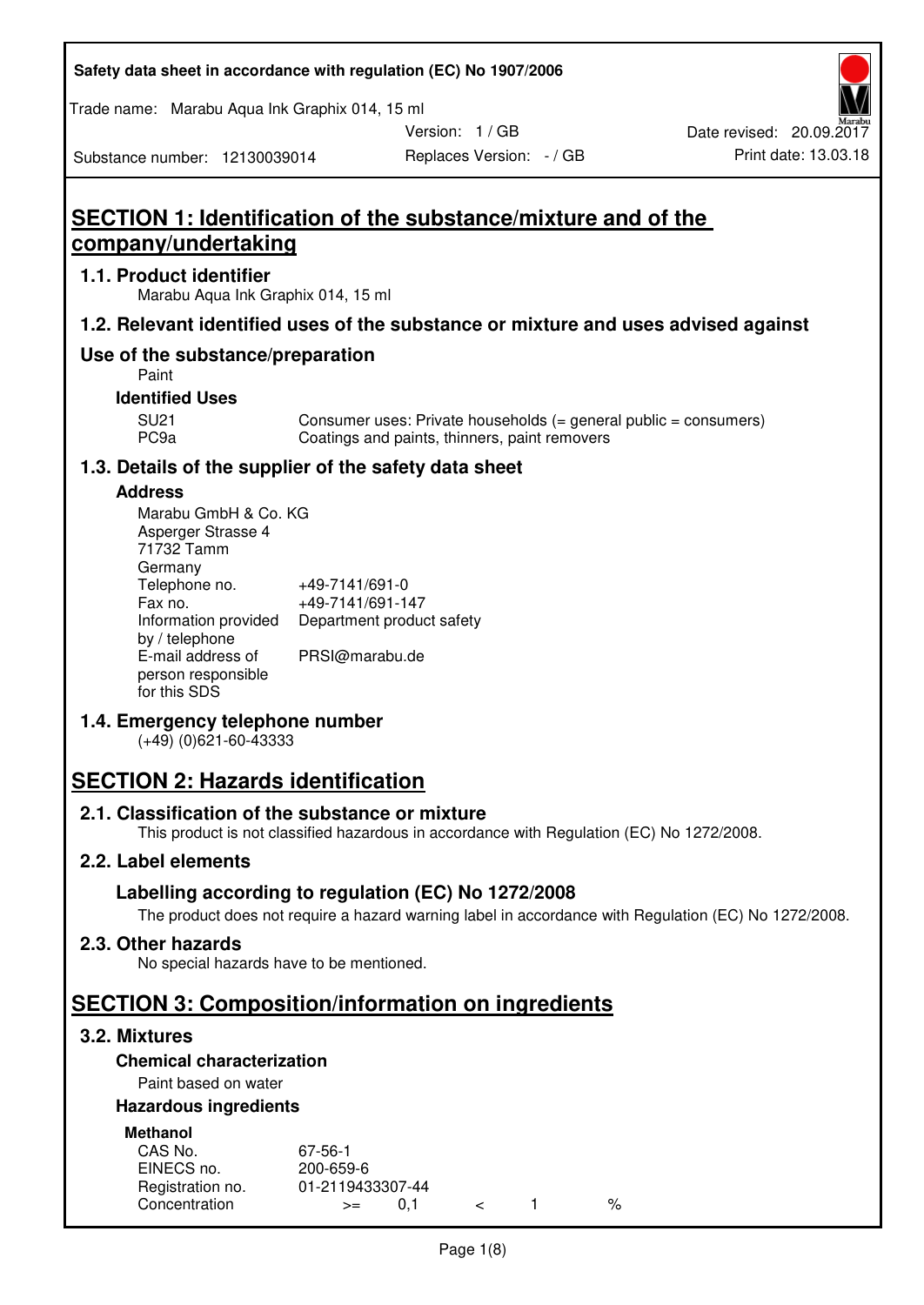Safety data sheet in accordance with regulation (EC) No 1907/2006

Trade name: Marabu Aqua Ink Graphix 014, 15 ml

Version: 1 / GB

Date revised: 20.09.2017

Substance number: 12130039014

Replaces Version: - / GB

Print date: 13.03.18

# SECTION 1: Identification of the substance/mixture and of the company/undertaking

## 1.1. Product identifier

Marabu Aqua Ink Graphix 014, 15 ml

## 1.2. Relevant identified uses of the substance or mixture and uses advised against

## Use of the substance/preparation

Paint

### Identified Uses

| | |
|---|---|
| SU21 | Consumer uses: Private households (= general public = consumers) |
| PC9a | Coatings and paints, thinners, paint removers |

## 1.3. Details of the supplier of the safety data sheet

### Address

Marabu GmbH & Co. KG
Asperger Strasse 4
71732 Tamm
Germany

| | |
|---|---|
| Telephone no. | +49-7141/691-0 |
| Fax no. | +49-7141/691-147 |
| Information provided by / telephone | Department product safety |
| E-mail address of person responsible for this SDS | PRSI@marabu.de |

## 1.4. Emergency telephone number

(+49) (0)621-60-43333

# SECTION 2: Hazards identification

## 2.1. Classification of the substance or mixture

This product is not classified hazardous in accordance with Regulation (EC) No 1272/2008.

## 2.2. Label elements

## Labelling according to regulation (EC) No 1272/2008

The product does not require a hazard warning label in accordance with Regulation (EC) No 1272/2008.

## 2.3. Other hazards

No special hazards have to be mentioned.

# SECTION 3: Composition/information on ingredients

## 3.2. Mixtures

### Chemical characterization

Paint based on water

### Hazardous ingredients

**Methanol**

| | |
|---|---|
| CAS No. | 67-56-1 |
| EINECS no. | 200-659-6 |
| Registration no. | 01-2119433307-44 |
| Concentration | >= 0,1 < 1 % |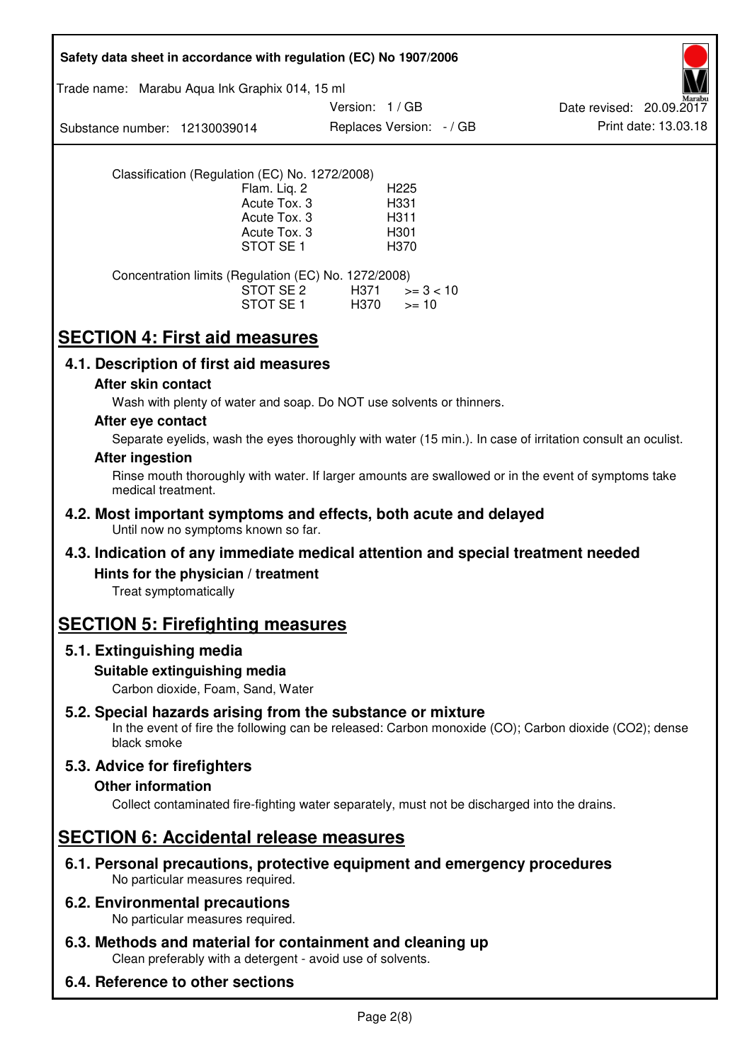Classification (Regulation (EC) No. 1272/2008)

| | |
|---|---|
| Flam. Liq. 2 | H225 |
| Acute Tox. 3 | H331 |
| Acute Tox. 3 | H311 |
| Acute Tox. 3 | H301 |
| STOT SE 1 | H370 |

Concentration limits (Regulation (EC) No. 1272/2008)

| | | |
|---|---|---|
| STOT SE 2 | H371 | >= 3 < 10 |
| STOT SE 1 | H370 | >= 10 |

# SECTION 4: First aid measures

## 4.1. Description of first aid measures

### After skin contact

Wash with plenty of water and soap. Do NOT use solvents or thinners.

### After eye contact

Separate eyelids, wash the eyes thoroughly with water (15 min.). In case of irritation consult an oculist.

### After ingestion

Rinse mouth thoroughly with water. If larger amounts are swallowed or in the event of symptoms take medical treatment.

## 4.2. Most important symptoms and effects, both acute and delayed

Until now no symptoms known so far.

## 4.3. Indication of any immediate medical attention and special treatment needed

### Hints for the physician / treatment

Treat symptomatically

# SECTION 5: Firefighting measures

## 5.1. Extinguishing media

### Suitable extinguishing media

Carbon dioxide, Foam, Sand, Water

## 5.2. Special hazards arising from the substance or mixture

In the event of fire the following can be released: Carbon monoxide (CO); Carbon dioxide ($CO_2$); dense black smoke

## 5.3. Advice for firefighters

### Other information

Collect contaminated fire-fighting water separately, must not be discharged into the drains.

# SECTION 6: Accidental release measures

## 6.1. Personal precautions, protective equipment and emergency procedures

No particular measures required.

## 6.2. Environmental precautions

No particular measures required.

## 6.3. Methods and material for containment and cleaning up

Clean preferably with a detergent - avoid use of solvents.

## 6.4. Reference to other sections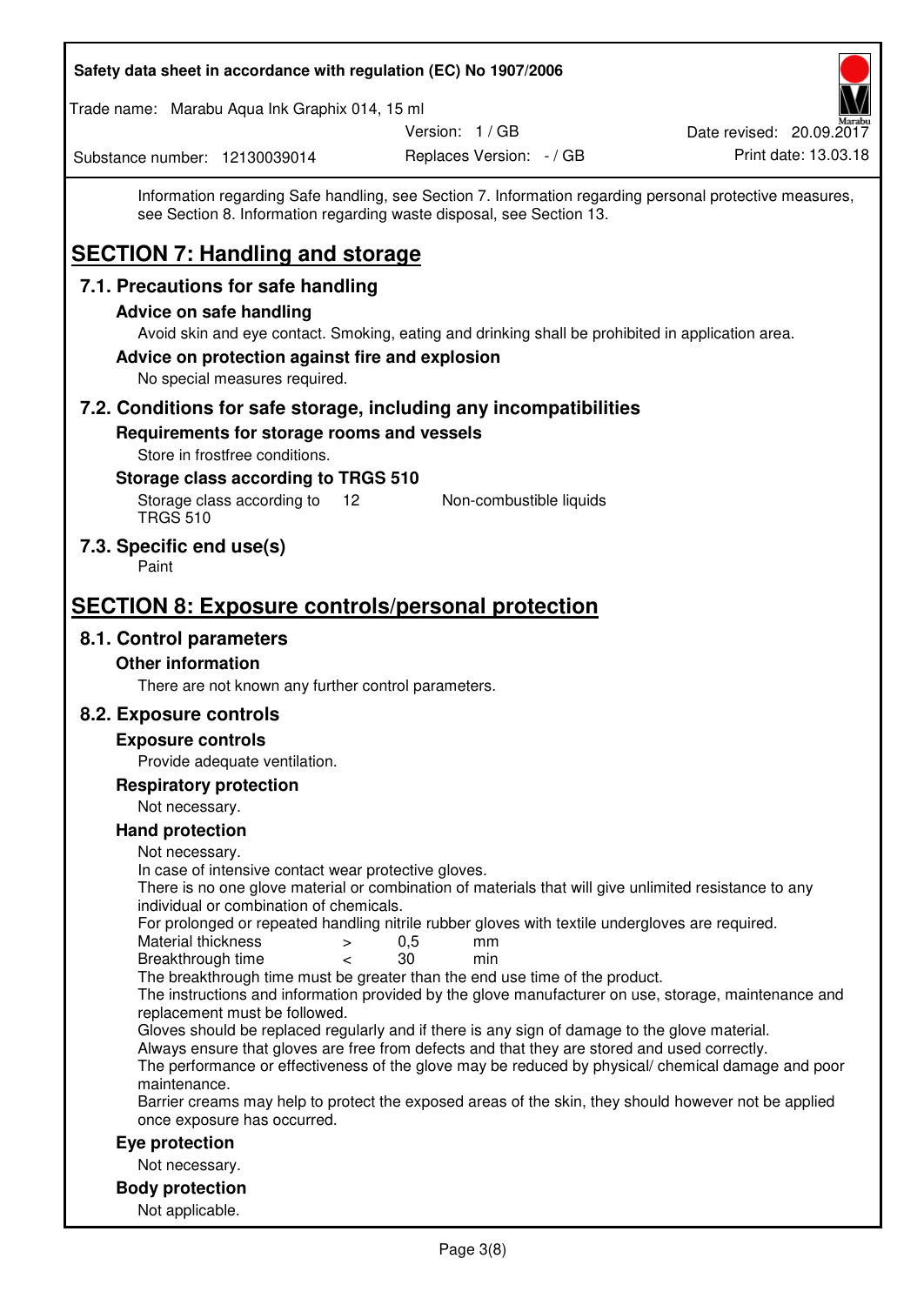Information regarding Safe handling, see Section 7. Information regarding personal protective measures, see Section 8. Information regarding waste disposal, see Section 13.

# SECTION 7: Handling and storage

## 7.1. Precautions for safe handling

### Advice on safe handling

Avoid skin and eye contact. Smoking, eating and drinking shall be prohibited in application area.

### Advice on protection against fire and explosion

No special measures required.

## 7.2. Conditions for safe storage, including any incompatibilities

### Requirements for storage rooms and vessels

Store in frostfree conditions.

### Storage class according to TRGS 510

| Storage class according to TRGS 510 | 12 | Non-combustible liquids |
|---|---|---|

## 7.3. Specific end use(s)

Paint

# SECTION 8: Exposure controls/personal protection

## 8.1. Control parameters

### Other information

There are not known any further control parameters.

## 8.2. Exposure controls

### Exposure controls

Provide adequate ventilation.

### Respiratory protection

Not necessary.

### Hand protection

Not necessary.
In case of intensive contact wear protective gloves.
There is no one glove material or combination of materials that will give unlimited resistance to any individual or combination of chemicals.
For prolonged or repeated handling nitrile rubber gloves with textile undergloves are required.

| Material thickness | > | 0,5 | mm |
|---|---|---|---|
| Breakthrough time | < | 30 | min |

The breakthrough time must be greater than the end use time of the product.
The instructions and information provided by the glove manufacturer on use, storage, maintenance and replacement must be followed.
Gloves should be replaced regularly and if there is any sign of damage to the glove material.
Always ensure that gloves are free from defects and that they are stored and used correctly.
The performance or effectiveness of the glove may be reduced by physical/ chemical damage and poor maintenance.
Barrier creams may help to protect the exposed areas of the skin, they should however not be applied once exposure has occurred.

### Eye protection

Not necessary.

### Body protection

Not applicable.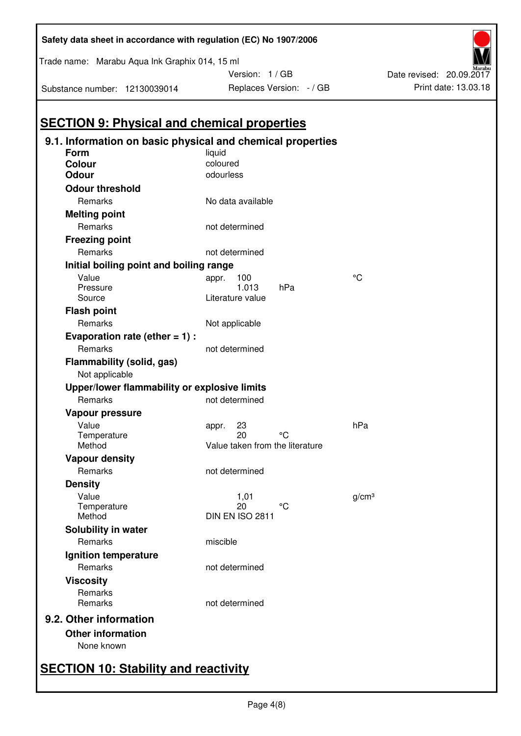## SECTION 9: Physical and chemical properties

### 9.1. Information on basic physical and chemical properties

**Form** liquid

**Colour** coloured

**Odour** odourless

**Odour threshold**

| | | | |
|---|---|---|---|
| Remarks | No data available | | |

**Melting point**

| | | | |
|---|---|---|---|
| Remarks | not determined | | |

**Freezing point**

| | | | |
|---|---|---|---|
| Remarks | not determined | | |

**Initial boiling point and boiling range**

| | | | |
|---|---|---|---|
| Value | appr. 100 | | °C |
| Pressure | 1.013 | hPa | |
| Source | Literature value | | |

**Flash point**

| | | | |
|---|---|---|---|
| Remarks | Not applicable | | |

**Evaporation rate (ether = 1) :**

| | | | |
|---|---|---|---|
| Remarks | not determined | | |

**Flammability (solid, gas)**

Not applicable

**Upper/lower flammability or explosive limits**

| | | | |
|---|---|---|---|
| Remarks | not determined | | |

**Vapour pressure**

| | | | |
|---|---|---|---|
| Value | appr. 23 | | hPa |
| Temperature | 20 | °C | |
| Method | Value taken from the literature | | |

**Vapour density**

| | | | |
|---|---|---|---|
| Remarks | not determined | | |

**Density**

| | | | |
|---|---|---|---|
| Value | 1,01 | | g/cm³ |
| Temperature | 20 | °C | |
| Method | DIN EN ISO 2811 | | |

**Solubility in water**

| | | | |
|---|---|---|---|
| Remarks | miscible | | |

**Ignition temperature**

| | | | |
|---|---|---|---|
| Remarks | not determined | | |

**Viscosity**

| | | | |
|---|---|---|---|
| Remarks | | | |
| Remarks | not determined | | |

### 9.2. Other information

**Other information**

None known

## SECTION 10: Stability and reactivity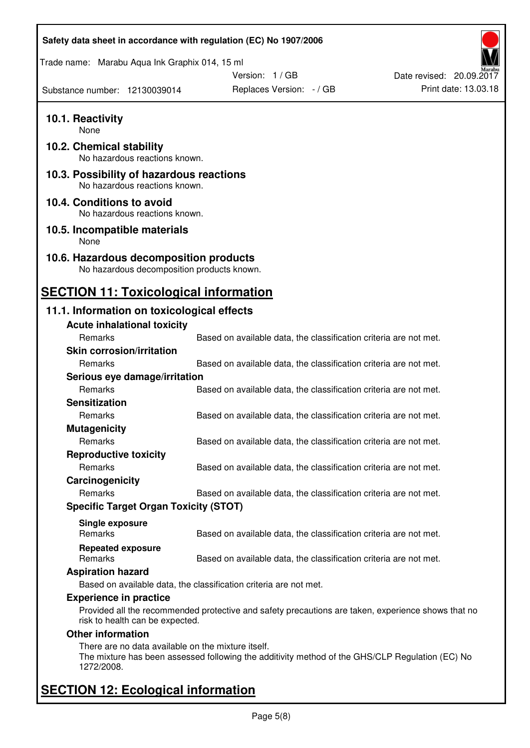### 10.1. Reactivity

None

### 10.2. Chemical stability

No hazardous reactions known.

### 10.3. Possibility of hazardous reactions

No hazardous reactions known.

### 10.4. Conditions to avoid

No hazardous reactions known.

### 10.5. Incompatible materials

None

### 10.6. Hazardous decomposition products

No hazardous decomposition products known.

## SECTION 11: Toxicological information

### 11.1. Information on toxicological effects

**Acute inhalational toxicity**

| | |
|---|---|
| Remarks | Based on available data, the classification criteria are not met. |

**Skin corrosion/irritation**

| | |
|---|---|
| Remarks | Based on available data, the classification criteria are not met. |

**Serious eye damage/irritation**

| | |
|---|---|
| Remarks | Based on available data, the classification criteria are not met. |

**Sensitization**

| | |
|---|---|
| Remarks | Based on available data, the classification criteria are not met. |

**Mutagenicity**

| | |
|---|---|
| Remarks | Based on available data, the classification criteria are not met. |

**Reproductive toxicity**

| | |
|---|---|
| Remarks | Based on available data, the classification criteria are not met. |

**Carcinogenicity**

| | |
|---|---|
| Remarks | Based on available data, the classification criteria are not met. |

**Specific Target Organ Toxicity (STOT)**

**Single exposure**

| | |
|---|---|
| Remarks | Based on available data, the classification criteria are not met. |

**Repeated exposure**

| | |
|---|---|
| Remarks | Based on available data, the classification criteria are not met. |

**Aspiration hazard**

Based on available data, the classification criteria are not met.

**Experience in practice**

Provided all the recommended protective and safety precautions are taken, experience shows that no risk to health can be expected.

**Other information**

There are no data available on the mixture itself.
The mixture has been assessed following the additivity method of the GHS/CLP Regulation (EC) No 1272/2008.

## SECTION 12: Ecological information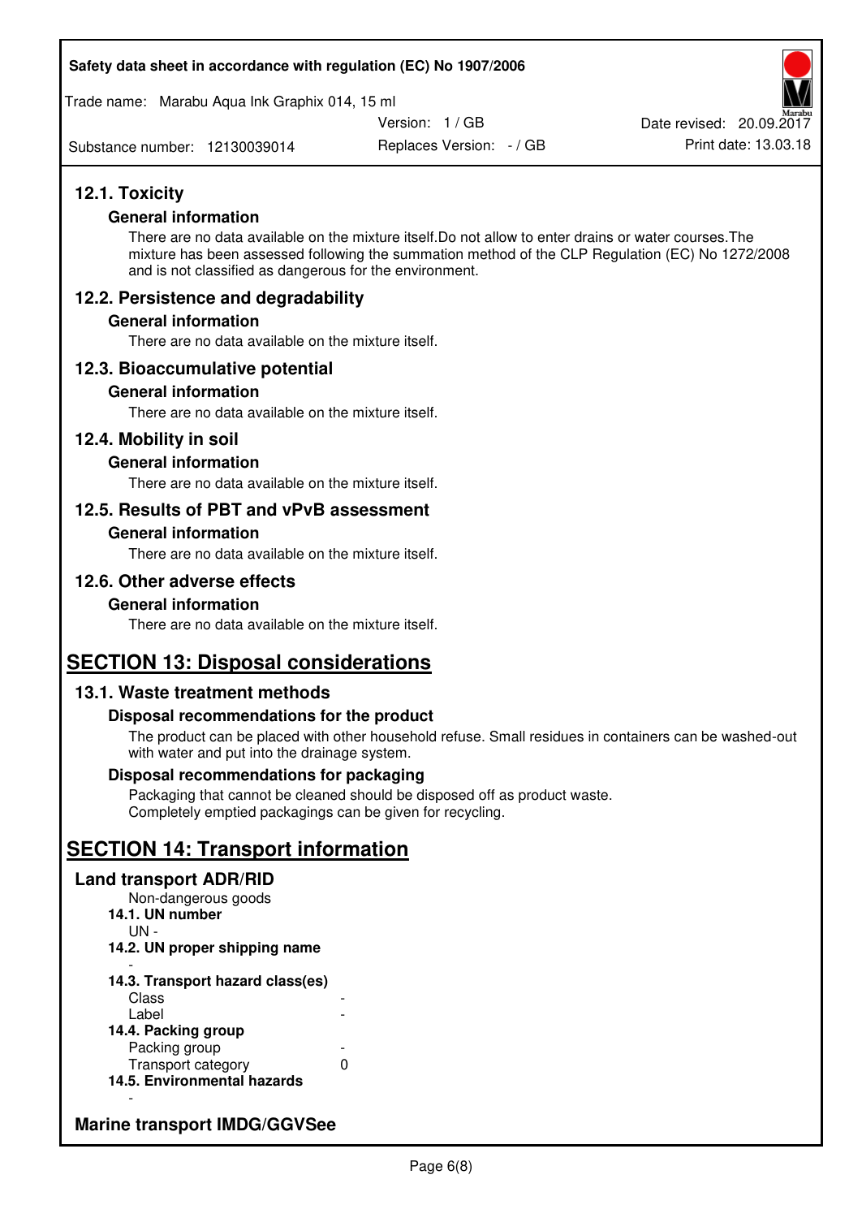## 12.1. Toxicity

### General information

There are no data available on the mixture itself.Do not allow to enter drains or water courses.The mixture has been assessed following the summation method of the CLP Regulation (EC) No 1272/2008 and is not classified as dangerous for the environment.

## 12.2. Persistence and degradability

### General information

There are no data available on the mixture itself.

## 12.3. Bioaccumulative potential

### General information

There are no data available on the mixture itself.

## 12.4. Mobility in soil

### General information

There are no data available on the mixture itself.

## 12.5. Results of PBT and vPvB assessment

### General information

There are no data available on the mixture itself.

## 12.6. Other adverse effects

### General information

There are no data available on the mixture itself.

# SECTION 13: Disposal considerations

## 13.1. Waste treatment methods

### Disposal recommendations for the product

The product can be placed with other household refuse. Small residues in containers can be washed-out with water and put into the drainage system.

### Disposal recommendations for packaging

Packaging that cannot be cleaned should be disposed off as product waste.
Completely emptied packagings can be given for recycling.

# SECTION 14: Transport information

## Land transport ADR/RID

Non-dangerous goods

**14.1. UN number**

UN -

**14.2. UN proper shipping name**

-

**14.3. Transport hazard class(es)**

| | |
|---|---|
| Class | - |
| Label | - |

**14.4. Packing group**

| | |
|---|---|
| Packing group | - |
| Transport category | 0 |

**14.5. Environmental hazards**

-

## Marine transport IMDG/GGVSee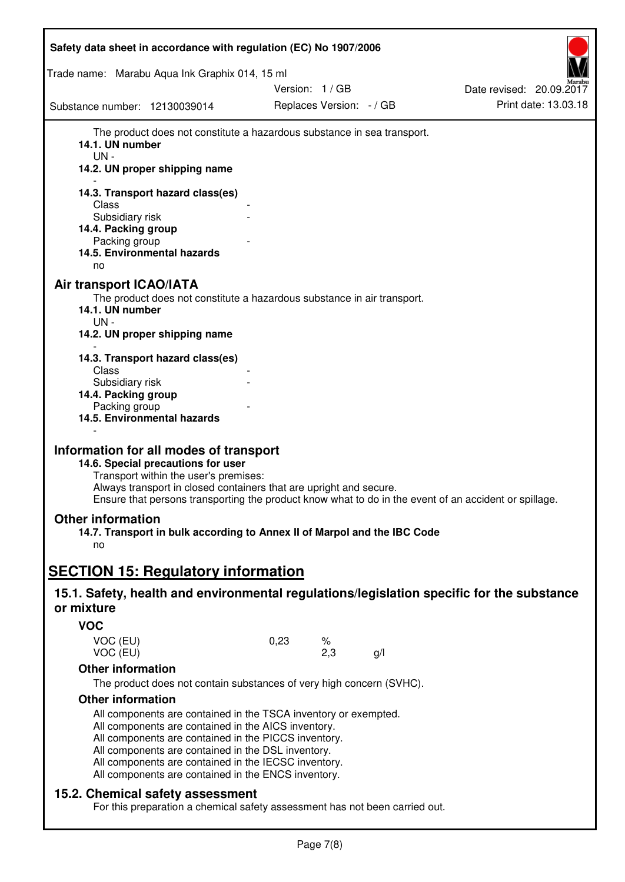The product does not constitute a hazardous substance in sea transport.

**14.1. UN number**

UN -

**14.2. UN proper shipping name**

-

**14.3. Transport hazard class(es)**

Class -

Subsidiary risk -

**14.4. Packing group**

Packing group -

**14.5. Environmental hazards**

no

## Air transport ICAO/IATA

The product does not constitute a hazardous substance in air transport.

**14.1. UN number**

UN -

**14.2. UN proper shipping name**

-

**14.3. Transport hazard class(es)**

Class -

Subsidiary risk -

**14.4. Packing group**

Packing group -

**14.5. Environmental hazards**

-

## Information for all modes of transport

**14.6. Special precautions for user**

Transport within the user's premises:
Always transport in closed containers that are upright and secure.
Ensure that persons transporting the product know what to do in the event of an accident or spillage.

## Other information

**14.7. Transport in bulk according to Annex II of Marpol and the IBC Code**

no

# SECTION 15: Regulatory information

## 15.1. Safety, health and environmental regulations/legislation specific for the substance or mixture

### VOC

| | | | |
|---|---|---|---|
| VOC (EU) | 0,23 | % | |
| VOC (EU) | | 2,3 | g/l |

### Other information

The product does not contain substances of very high concern (SVHC).

### Other information

All components are contained in the TSCA inventory or exempted.
All components are contained in the AICS inventory.
All components are contained in the PICCS inventory.
All components are contained in the DSL inventory.
All components are contained in the IECSC inventory.
All components are contained in the ENCS inventory.

## 15.2. Chemical safety assessment

For this preparation a chemical safety assessment has not been carried out.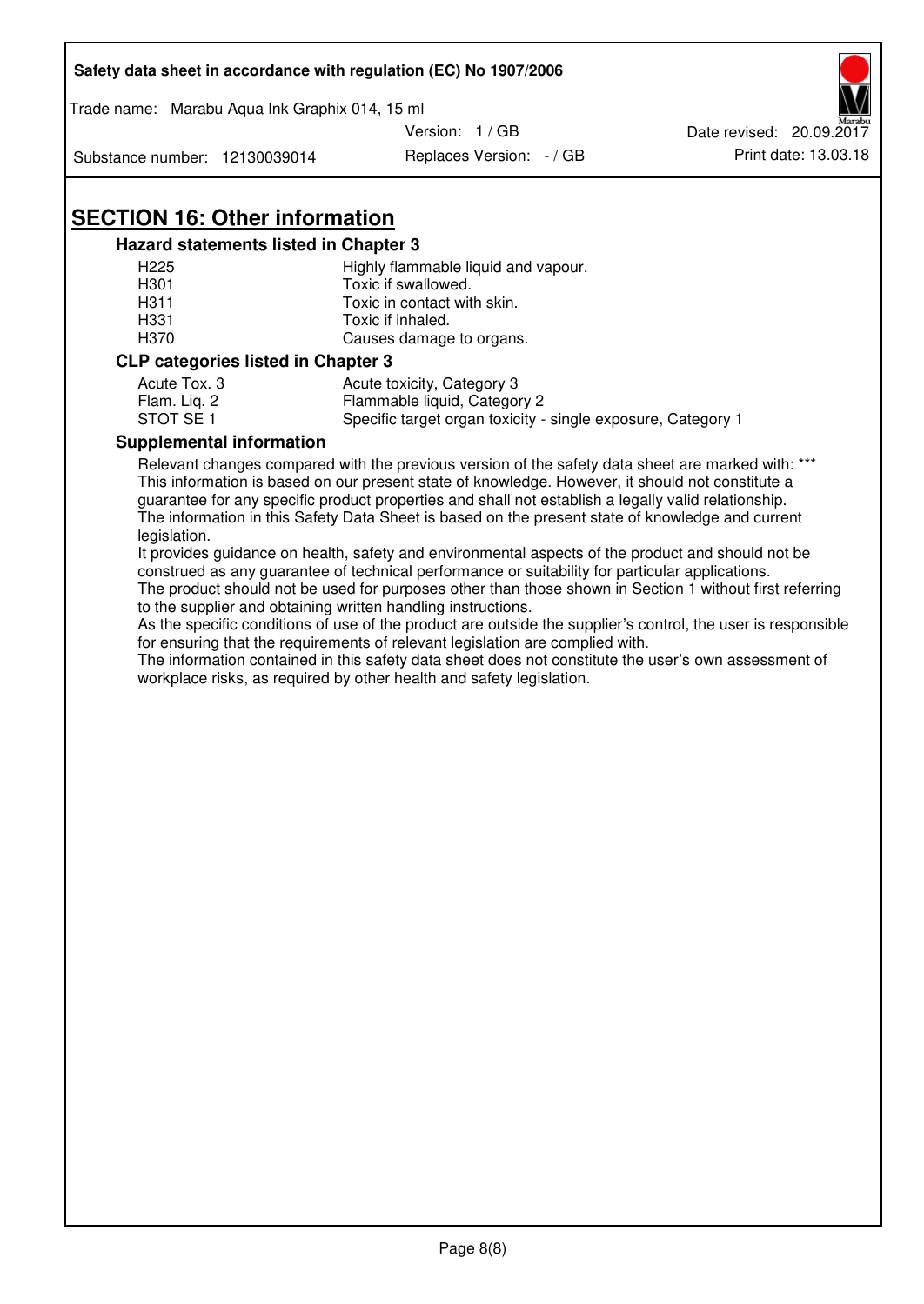## SECTION 16: Other information

### Hazard statements listed in Chapter 3

| | |
|---|---|
| H225 | Highly flammable liquid and vapour. |
| H301 | Toxic if swallowed. |
| H311 | Toxic in contact with skin. |
| H331 | Toxic if inhaled. |
| H370 | Causes damage to organs. |

### CLP categories listed in Chapter 3

| | |
|---|---|
| Acute Tox. 3 | Acute toxicity, Category 3 |
| Flam. Liq. 2 | Flammable liquid, Category 2 |
| STOT SE 1 | Specific target organ toxicity - single exposure, Category 1 |

### Supplemental information

Relevant changes compared with the previous version of the safety data sheet are marked with: ***
This information is based on our present state of knowledge. However, it should not constitute a guarantee for any specific product properties and shall not establish a legally valid relationship.
The information in this Safety Data Sheet is based on the present state of knowledge and current legislation.
It provides guidance on health, safety and environmental aspects of the product and should not be construed as any guarantee of technical performance or suitability for particular applications.
The product should not be used for purposes other than those shown in Section 1 without first referring to the supplier and obtaining written handling instructions.
As the specific conditions of use of the product are outside the supplier's control, the user is responsible for ensuring that the requirements of relevant legislation are complied with.
The information contained in this safety data sheet does not constitute the user's own assessment of workplace risks, as required by other health and safety legislation.